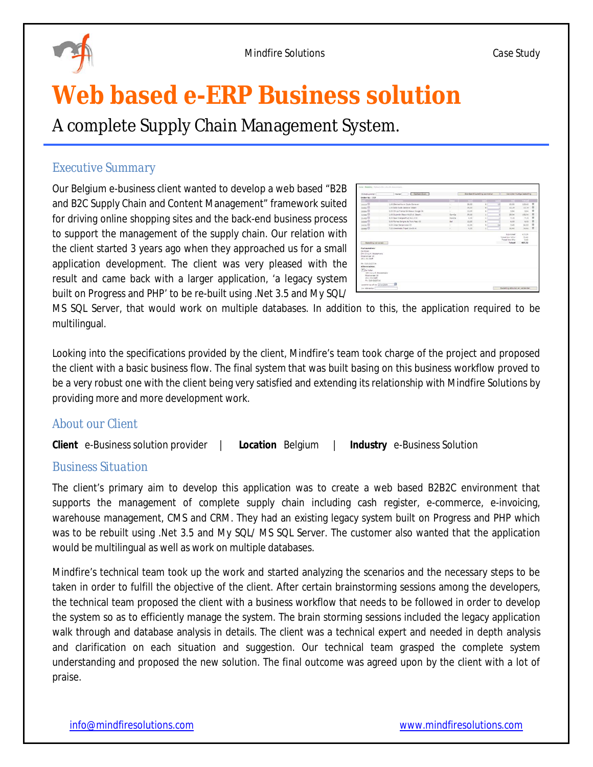# Web based e-ERP Business solution

A complete Supply Chain Management System.

## Executive Summary

Our Belgium e-business client wanted to develop a web based "B2B and B2C Supply Chain and Content Management" framework suited for driving online shopping sites and the back-end business process to support the management of the supply chain. Our relation with the client started 3 years ago when they approached us for a small application development. The client was very pleased with the result and came back with a larger application, 'a legacy system built on Progress and PHP' to be re-built using .Net 3.5 and My SQL/ MS SQL Server, that would work on multiple databases. In addition to this, the application required to be multilingual.

Looking into the specifications provided by the client, Mindfire's team took charge of the project and proposed the client with a basic business flow. The final system that was built basing on this business workflow proved to be a very robust one with the client being very satisfied and extending its relationship with Mindfire Solutions by providing more and more development work.

## About our Client

**Client** e-Business solution provider | **Location** Belgium | **Industry** e-Business Solution

## Business Situation

The client's primary aim to develop this application was to create a web based B2B2C environment that supports the management of complete supply chain including cash register, e-commerce, e-invoicing, warehouse management, CMS and CRM. They had an existing legacy system built on Progress and PHP which was to be rebuilt using .Net 3.5 and My SQL/ MS SQL Server. The customer also wanted that the application would be multilingual as well as work on multiple databases.

Mindfire's technical team took up the work and started analyzing the scenarios and the necessary steps to be taken in order to fulfill the objective of the client. After certain brainstorming sessions among the developers, the technical team proposed the client with a business workflow that needs to be followed in order to develop the system so as to efficiently manage the system. The brain storming sessions included the legacy application walk through and database analysis in details. The client was a technical expert and needed in depth analysis and clarification on each situation and suggestion. Our technical team grasped the complete system understanding and proposed the new solution. The final outcome was agreed upon by the client with a lot of praise.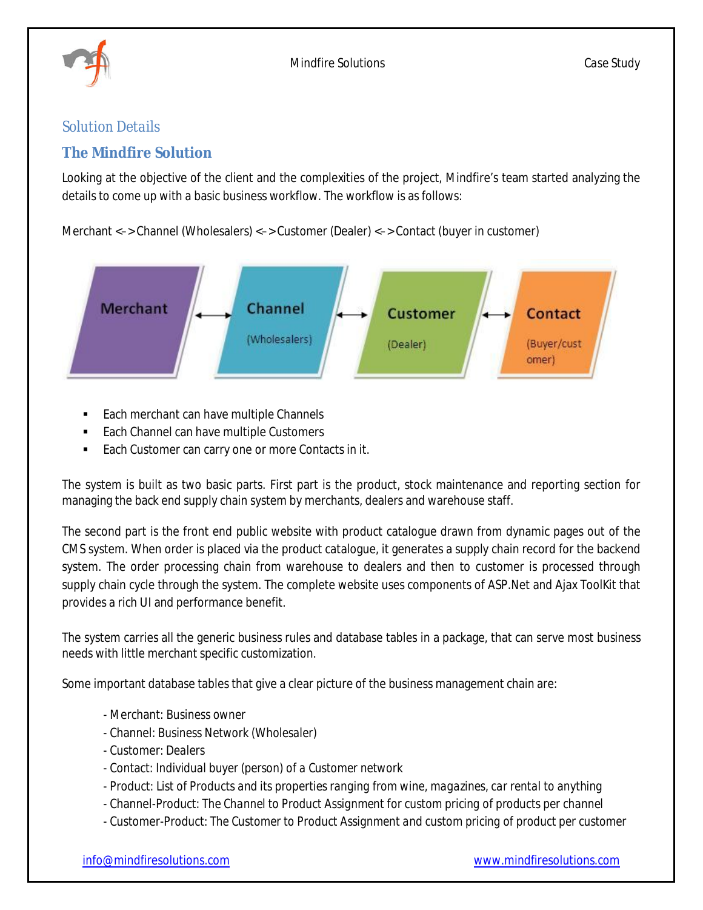## Solution Details

### The Mindfire Solution

Looking at the objective of the client and the complexities of the project, Mindfire's team started analyzing the details to come up with a basic business workflow. The workflow is as follows:

Merchant <->Channel (Wholesalers) <->Customer (Dealer) <->Contact (buyer in customer)

Merchant ↔ Channel (Wholesalers) ↔ Customer (Dealer) ↔ Contact (Buyer/customer)

- Each merchant can have multiple Channels
- Each Channel can have multiple Customers
- Each Customer can carry one or more Contacts in it.

The system is built as two basic parts. First part is the product, stock maintenance and reporting section for managing the back end supply chain system by merchants, dealers and warehouse staff.

The second part is the front end public website with product catalogue drawn from dynamic pages out of the CMS system. When order is placed via the product catalogue, it generates a supply chain record for the backend system. The order processing chain from warehouse to dealers and then to customer is processed through supply chain cycle through the system. The complete website uses components of ASP.Net and Ajax ToolKit that provides a rich UI and performance benefit.

The system carries all the generic business rules and database tables in a package, that can serve most business needs with little merchant specific customization.

Some important database tables that give a clear picture of the business management chain are:

- Merchant: Business owner
- Channel: Business Network (Wholesaler)
- Customer: Dealers
- Contact: Individual buyer (person) of a Customer network
- Product: List of Products and its properties ranging from wine, magazines, car rental to anything
- Channel-Product: The Channel to Product Assignment for custom pricing of products per channel
- Customer-Product: The Customer to Product Assignment and custom pricing of product per customer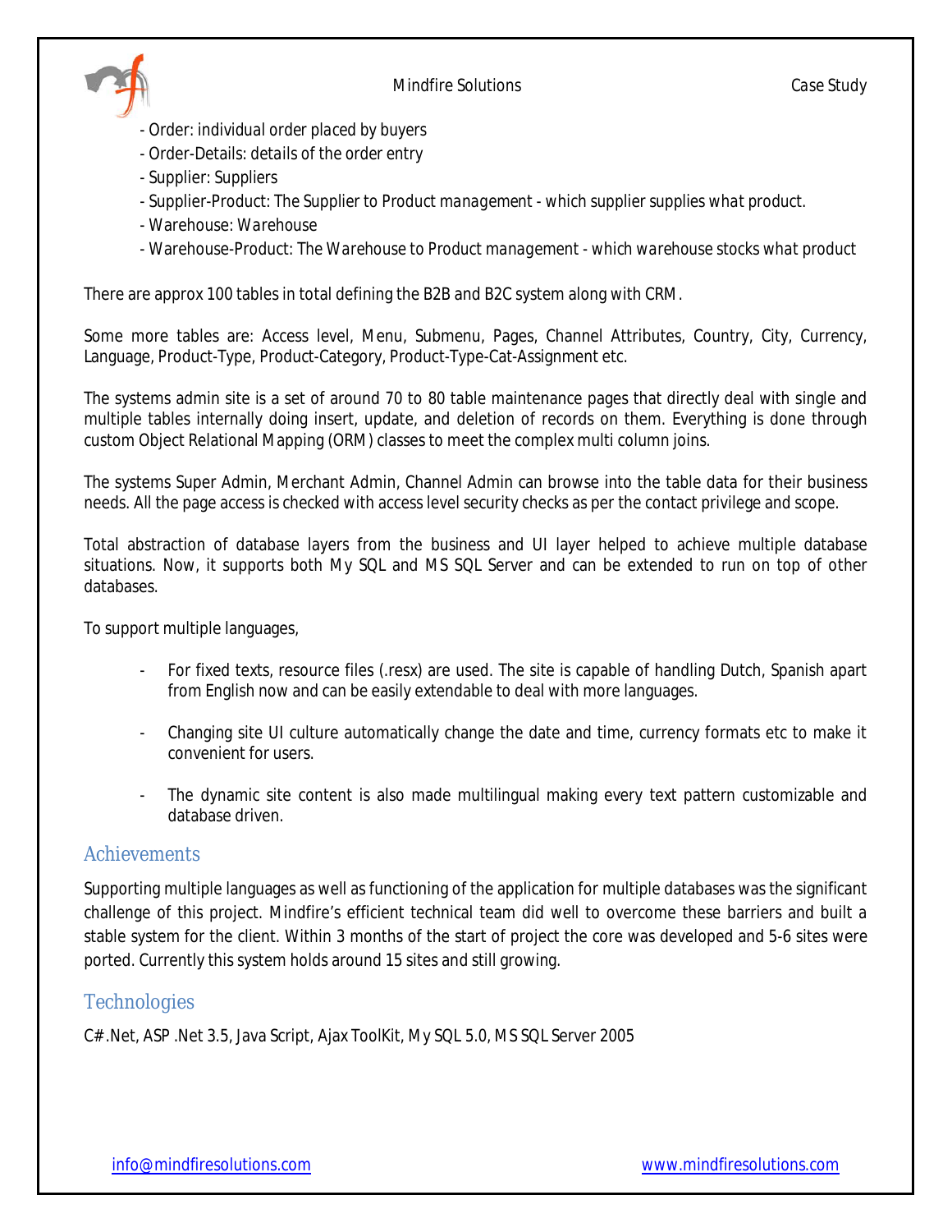- Order: individual order placed by buyers
- Order-Details: details of the order entry
- Supplier: Suppliers
- Supplier-Product: The Supplier to Product management - which supplier supplies what product.
- Warehouse: Warehouse
- Warehouse-Product: The Warehouse to Product management - which warehouse stocks what product

There are approx 100 tables in total defining the B2B and B2C system along with CRM.

Some more tables are: Access level, Menu, Submenu, Pages, Channel Attributes, Country, City, Currency, Language, Product-Type, Product-Category, Product-Type-Cat-Assignment etc.

The systems admin site is a set of around 70 to 80 table maintenance pages that directly deal with single and multiple tables internally doing insert, update, and deletion of records on them. Everything is done through custom Object Relational Mapping (ORM) classes to meet the complex multi column joins.

The systems Super Admin, Merchant Admin, Channel Admin can browse into the table data for their business needs. All the page access is checked with access level security checks as per the contact privilege and scope.

Total abstraction of database layers from the business and UI layer helped to achieve multiple database situations. Now, it supports both My SQL and MS SQL Server and can be extended to run on top of other databases.

To support multiple languages,

- For fixed texts, resource files (.resx) are used. The site is capable of handling Dutch, Spanish apart from English now and can be easily extendable to deal with more languages.

- Changing site UI culture automatically change the date and time, currency formats etc to make it convenient for users.

- The dynamic site content is also made multilingual making every text pattern customizable and database driven.

## Achievements

Supporting multiple languages as well as functioning of the application for multiple databases was the significant challenge of this project. Mindfire's efficient technical team did well to overcome these barriers and built a stable system for the client. Within 3 months of the start of project the core was developed and 5-6 sites were ported. Currently this system holds around 15 sites and still growing.

## Technologies

C#.Net, ASP .Net 3.5, Java Script, Ajax ToolKit, My SQL 5.0, MS SQL Server 2005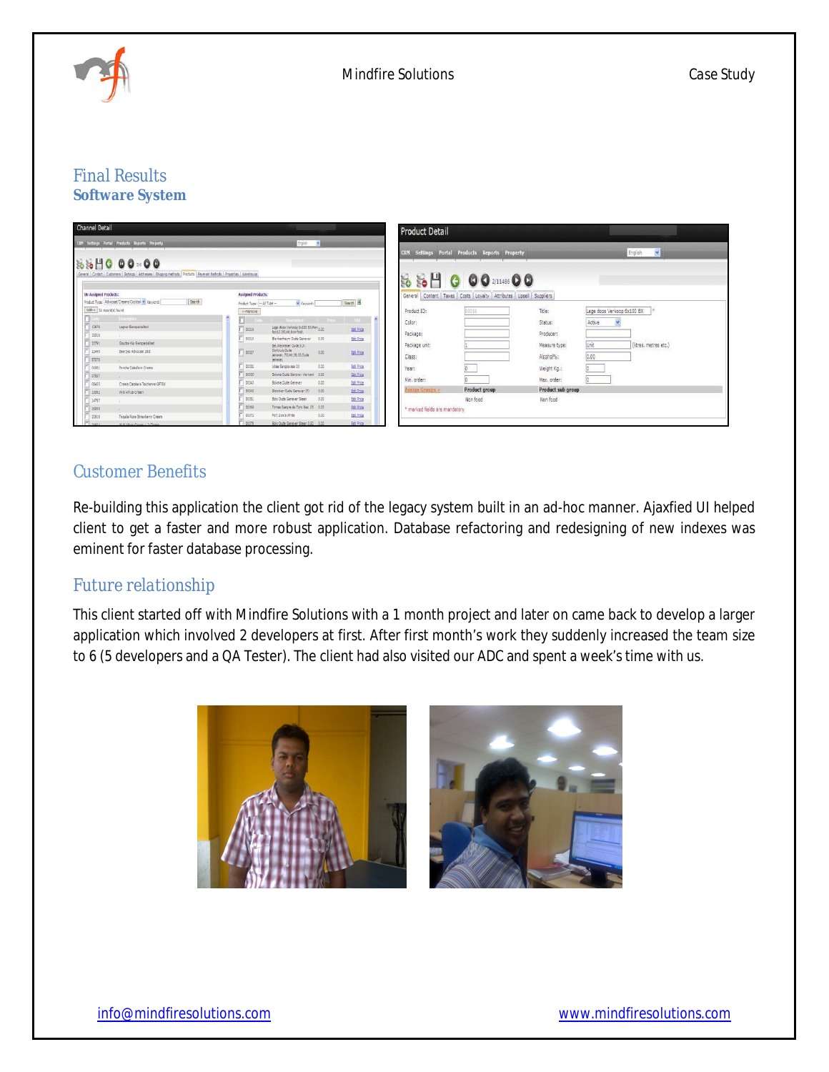## Final Results

### Software System

## Customer Benefits

Re-building this application the client got rid of the legacy system built in an ad-hoc manner. Ajaxfied UI helped client to get a faster and more robust application. Database refactoring and redesigning of new indexes was eminent for faster database processing.

## Future relationship

This client started off with Mindfire Solutions with a 1 month project and later on came back to develop a larger application which involved 2 developers at first. After first month's work they suddenly increased the team size to 6 (5 developers and a QA Tester). The client had also visited our ADC and spent a week's time with us.

info@mindfiresolutions.com www.mindfiresolutions.com